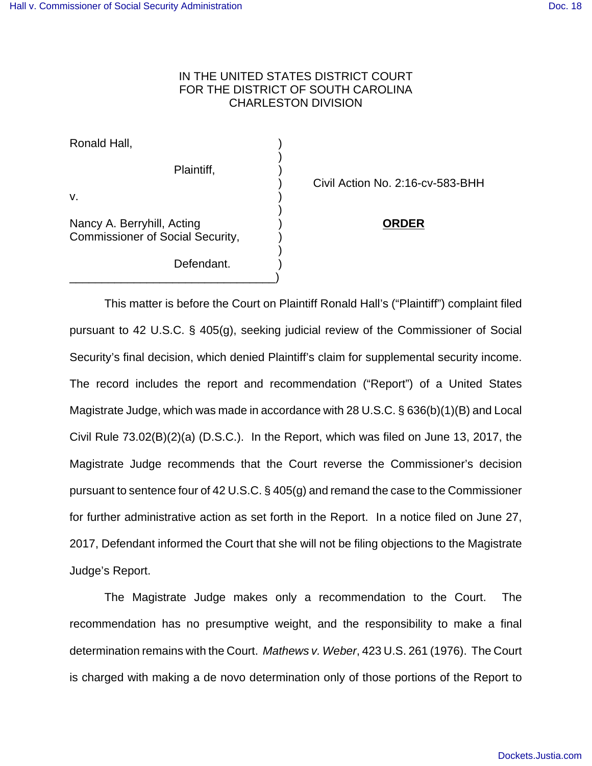IN THE UNITED STATES DISTRICT COURT
FOR THE DISTRICT OF SOUTH CAROLINA
CHARLESTON DIVISION

Ronald Hall,

Plaintiff,

v.

Nancy A. Berryhill, Acting Commissioner of Social Security,

Defendant.

Civil Action No. 2:16-cv-583-BHH

**ORDER**

This matter is before the Court on Plaintiff Ronald Hall's ("Plaintiff") complaint filed pursuant to 42 U.S.C. § 405(g), seeking judicial review of the Commissioner of Social Security's final decision, which denied Plaintiff's claim for supplemental security income. The record includes the report and recommendation ("Report") of a United States Magistrate Judge, which was made in accordance with 28 U.S.C. § 636(b)(1)(B) and Local Civil Rule 73.02(B)(2)(a) (D.S.C.). In the Report, which was filed on June 13, 2017, the Magistrate Judge recommends that the Court reverse the Commissioner's decision pursuant to sentence four of 42 U.S.C. § 405(g) and remand the case to the Commissioner for further administrative action as set forth in the Report. In a notice filed on June 27, 2017, Defendant informed the Court that she will not be filing objections to the Magistrate Judge's Report.

The Magistrate Judge makes only a recommendation to the Court. The recommendation has no presumptive weight, and the responsibility to make a final determination remains with the Court. *Mathews v. Weber*, 423 U.S. 261 (1976). The Court is charged with making a de novo determination only of those portions of the Report to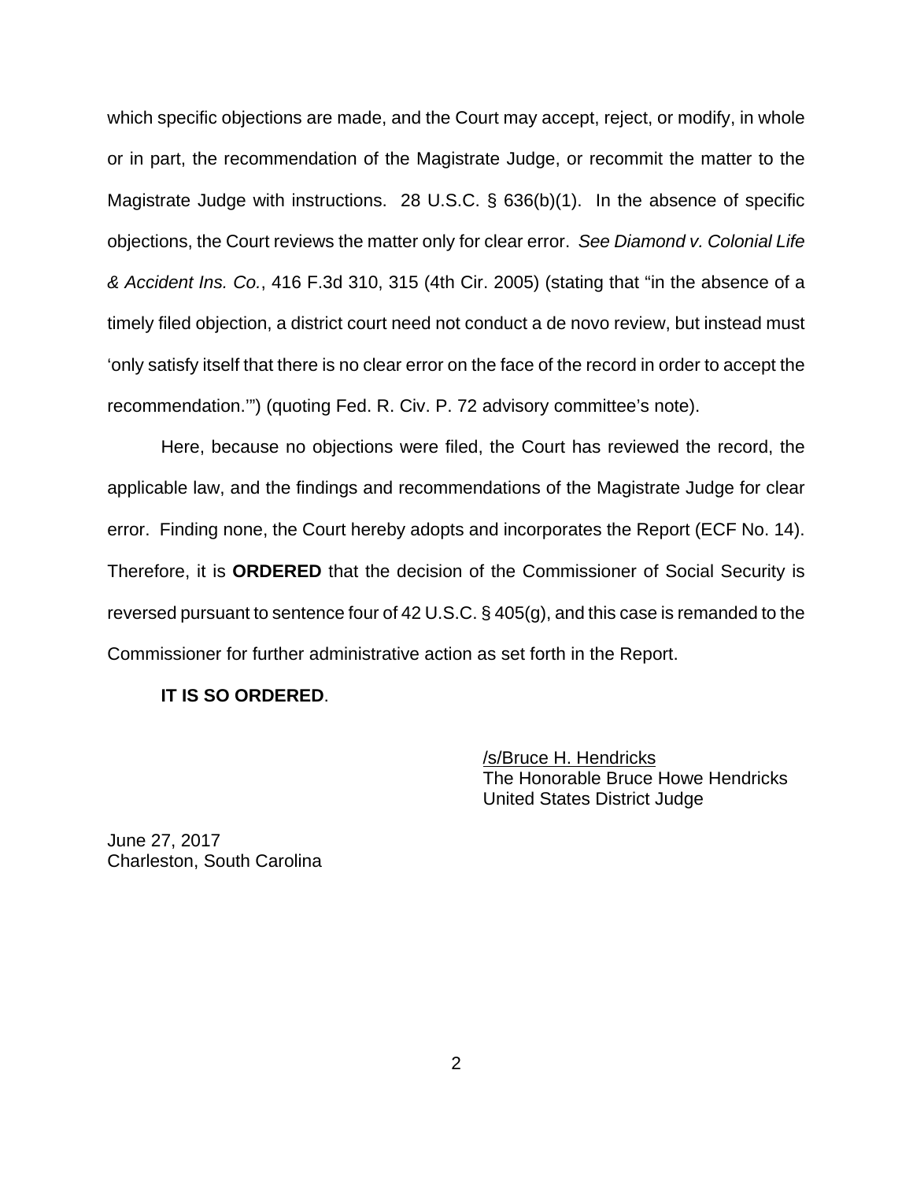which specific objections are made, and the Court may accept, reject, or modify, in whole or in part, the recommendation of the Magistrate Judge, or recommit the matter to the Magistrate Judge with instructions. 28 U.S.C. § 636(b)(1). In the absence of specific objections, the Court reviews the matter only for clear error. *See Diamond v. Colonial Life & Accident Ins. Co.*, 416 F.3d 310, 315 (4th Cir. 2005) (stating that "in the absence of a timely filed objection, a district court need not conduct a de novo review, but instead must 'only satisfy itself that there is no clear error on the face of the record in order to accept the recommendation.'") (quoting Fed. R. Civ. P. 72 advisory committee's note).

Here, because no objections were filed, the Court has reviewed the record, the applicable law, and the findings and recommendations of the Magistrate Judge for clear error. Finding none, the Court hereby adopts and incorporates the Report (ECF No. 14). Therefore, it is **ORDERED** that the decision of the Commissioner of Social Security is reversed pursuant to sentence four of 42 U.S.C. § 405(g), and this case is remanded to the Commissioner for further administrative action as set forth in the Report.

**IT IS SO ORDERED**.

/s/Bruce H. Hendricks
The Honorable Bruce Howe Hendricks
United States District Judge

June 27, 2017
Charleston, South Carolina